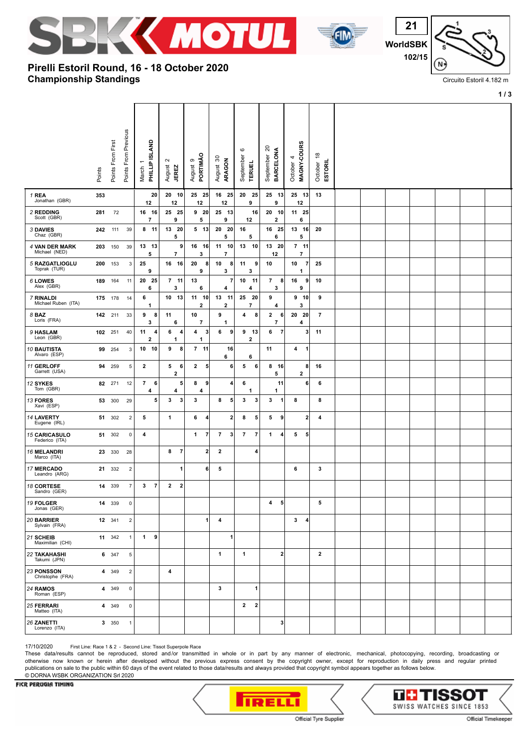# Pirelli Estoril Round, 16 - 18 October 2020

## Championship Standings

WorldSBK 21 · 102/15 · Circuito Estoril 4.182 m

| Rider | Points | Points From First | Points From Previous | March 1 PHILLIP ISLAND | | | August 2 JEREZ | | | August 9 PORTIMÃO | | | August 30 ARAGON | | | September 6 TERUEL | | | September 20 BARCELONA | | | October 4 MAGNY-COURS | | | October 18 ESTORIL | | |
|---|---|---|---|---|---|---|---|---|---|---|---|---|---|---|---|---|---|---|---|---|---|---|---|---|---|---|---|
| | | | | Race 1 | Race 2 | SP | Race 1 | Race 2 | SP | Race 1 | Race 2 | SP | Race 1 | Race 2 | SP | Race 1 | Race 2 | SP | Race 1 | Race 2 | SP | Race 1 | Race 2 | SP | Race 1 | Race 2 | SP |
| 1 REA Jonathan (GBR) | 353 | | | | 20 | 12 | 20 | 10 | 12 | 25 | 25 | 12 | 16 | 25 | 12 | 20 | 25 | 9 | 25 | 13 | 9 | 25 | 13 | 12 | 13 | | |
| 2 REDDING Scott (GBR) | 281 | 72 | | 16 | 16 | 7 | 25 | 25 | 9 | 9 | 20 | 5 | 25 | 13 | 9 | | 16 | 12 | 20 | 10 | 2 | 11 | 25 | 6 | | | |
| 3 DAVIES Chaz (GBR) | 242 | 111 | 39 | 8 | 11 | | 13 | 20 | 5 | 5 | 13 | | 20 | 20 | 5 | 16 | | 5 | 16 | 25 | 6 | 13 | 16 | 5 | 20 | | |
| 4 VAN DER MARK Michael (NED) | 203 | 150 | 39 | 13 | 13 | 5 | | 9 | 7 | 16 | 16 | 3 | 11 | 10 | 7 | 13 | 10 | | 13 | 20 | 12 | 7 | 11 | 7 | | | |
| 5 RAZGATLIOGLU Toprak (TUR) | 200 | 153 | 3 | 25 | | 9 | 16 | 16 | | 20 | 8 | 9 | 10 | 8 | 3 | 11 | 9 | 3 | 10 | | | 10 | 7 | 1 | 25 | | |
| 6 LOWES Alex (GBR) | 189 | 164 | 11 | 20 | 25 | 6 | 7 | 11 | 3 | 13 | | 6 | | 7 | 4 | 10 | 11 | 4 | 7 | 8 | 3 | 16 | 9 | 9 | 10 | | |
| 7 RINALDI Michael Ruben (ITA) | 175 | 178 | 14 | 6 | | 1 | 10 | 13 | | 11 | 10 | 2 | 13 | 11 | 2 | 25 | 20 | 7 | 9 | | 4 | 9 | 10 | 3 | 9 | | |
| 8 BAZ Loris (FRA) | 142 | 211 | 33 | 9 | 8 | 3 | 11 | | 6 | 10 | | 7 | 9 | | 1 | 4 | 8 | | 2 | 6 | 7 | 20 | 20 | 4 | 7 | | |
| 9 HASLAM Leon (GBR) | 102 | 251 | 40 | 11 | 4 | 2 | 6 | 4 | 1 | 4 | 3 | 1 | 6 | 9 | | 9 | 13 | 2 | 6 | 7 | | | 3 | | 11 | | |
| 10 BAUTISTA Alvaro (ESP) | 99 | 254 | 3 | 10 | 10 | | 9 | 8 | | 7 | 11 | | | 16 | 6 | | | 6 | 11 | | | 4 | 1 | | | | |
| 11 GERLOFF Garrett (USA) | 94 | 259 | 5 | 2 | | | 5 | 6 | 2 | 2 | 5 | | | 6 | | 5 | 6 | | 8 | 16 | 5 | | 8 | 2 | 16 | | |
| 12 SYKES Tom (GBR) | 82 | 271 | 12 | 7 | 6 | 4 | | 5 | 4 | 8 | 9 | 4 | | 4 | | 6 | | 1 | | 11 | 1 | | 6 | | 6 | | |
| 13 FORES Xavi (ESP) | 53 | 300 | 29 | | 5 | | 3 | 3 | | 3 | | | 8 | 5 | | 3 | 3 | | 3 | 1 | | 8 | | | 8 | | |
| 14 LAVERTY Eugene (IRL) | 51 | 302 | 2 | 5 | | | 1 | | | 6 | 4 | | | 2 | | 8 | 5 | | 5 | 9 | | | 2 | | 4 | | |
| 15 CARICASULO Federico (ITA) | 51 | 302 | 0 | 4 | | | | | | 1 | 7 | | 7 | 3 | | 7 | 7 | | 1 | 4 | | 5 | 5 | | | | |
| 16 MELANDRI Marco (ITA) | 23 | 330 | 28 | | | | 8 | 7 | | | 2 | | 2 | | | | 4 | | | | | | | | | | |
| 17 MERCADO Leandro (ARG) | 21 | 332 | 2 | | | | | 1 | | | 6 | | 5 | | | | | | | | | 6 | | | 3 | | |
| 18 CORTESE Sandro (GER) | 14 | 339 | 7 | 3 | 7 | | 2 | 2 | | | | | | | | | | | | | | | | | | | |
| 19 FOLGER Jonas (GER) | 14 | 339 | 0 | | | | | | | | | | | | | | | | 4 | 5 | | | | | 5 | | |
| 20 BARRIER Sylvain (FRA) | 12 | 341 | 2 | | | | | | | | 1 | | 4 | | | | | | | | | 3 | 4 | | | | |
| 21 SCHEIB Maximilian (CHI) | 11 | 342 | 1 | 1 | 9 | | | | | | | | | 1 | | | | | | | | | | | | | |
| 22 TAKAHASHI Takumi (JPN) | 6 | 347 | 5 | | | | | | | | | | 1 | | | 1 | | | | 2 | | | | | 2 | | |
| 23 PONSSON Christophe (FRA) | 4 | 349 | 2 | | | | 4 | | | | | | | | | | | | | | | | | | | | |
| 24 RAMOS Roman (ESP) | 4 | 349 | 0 | | | | | | | | | | 3 | | | | 1 | | | | | | | | | | |
| 25 FERRARI Matteo (ITA) | 4 | 349 | 0 | | | | | | | | | | | | | 2 | 2 | | | | | | | | | | |
| 26 ZANETTI Lorenzo (ITA) | 3 | 350 | 1 | | | | | | | | | | | | | | | | | 3 | | | | | | | |

17/10/2020 First Line: Race 1 & 2 - Second Line: Tissot Superpole Race

These data/results cannot be reproduced, stored and/or transmitted in whole or in part by any manner of electronic, mechanical, photocopying, recording, broadcasting or otherwise now known or herein after developed without the previous express consent by the copyright owner, except for reproduction in daily press and regular printed publications on sale to the public within 60 days of the event related to those data/results and always provided that copyright symbol appears together as follows below.

© DORNA WSBK ORGANIZATION Srl 2020

FICR PERUGIA TIMING

Official Tyre Supplier · Official Timekeeper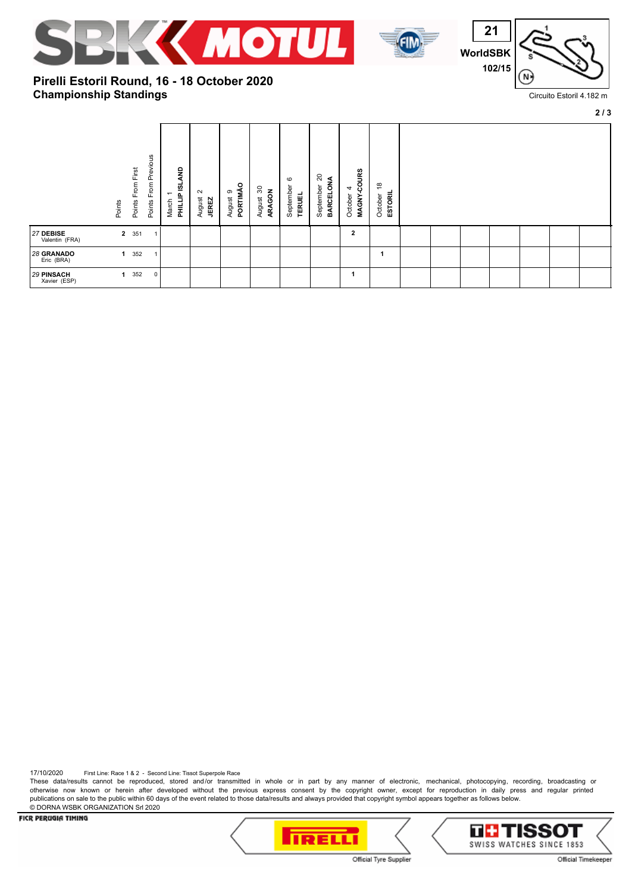**Pirelli Estoril Round, 16 - 18 October 2020**
**Championship Standings**

WorldSBK 102/15

Circuito Estoril 4.182 m

| | Points | Points From First | Points From Previous | March 1 PHILLIP ISLAND | August 2 JEREZ | August 9 PORTIMÃO | August 30 ARAGON | September 6 TERUEL | September 20 BARCELONA | October 4 MAGNY-COURS | October 18 ESTORIL | | | | | | | |
|---|---|---|---|---|---|---|---|---|---|---|---|---|---|---|---|---|---|---|
| 27 DEBISE Valentin (FRA) | 2 | 351 | 1 | | | | | | | 2 | | | | | | | | |
| 28 GRANADO Eric (BRA) | 1 | 352 | 1 | | | | | | | | 1 | | | | | | | |
| 29 PINSACH Xavier (ESP) | 1 | 352 | 0 | | | | | | | 1 | | | | | | | | |

17/10/2020 First Line: Race 1 & 2 - Second Line: Tissot Superpole Race

These data/results cannot be reproduced, stored and/or transmitted in whole or in part by any manner of electronic, mechanical, photocopying, recording, broadcasting or otherwise now known or herein after developed without the previous express consent by the copyright owner, except for reproduction in daily press and regular printed publications on sale to the public within 60 days of the event related to those data/results and always provided that copyright symbol appears together as follows below.

© DORNA WSBK ORGANIZATION Srl 2020

FICR PERUGIA TIMING

Official Tyre Supplier

Official Timekeeper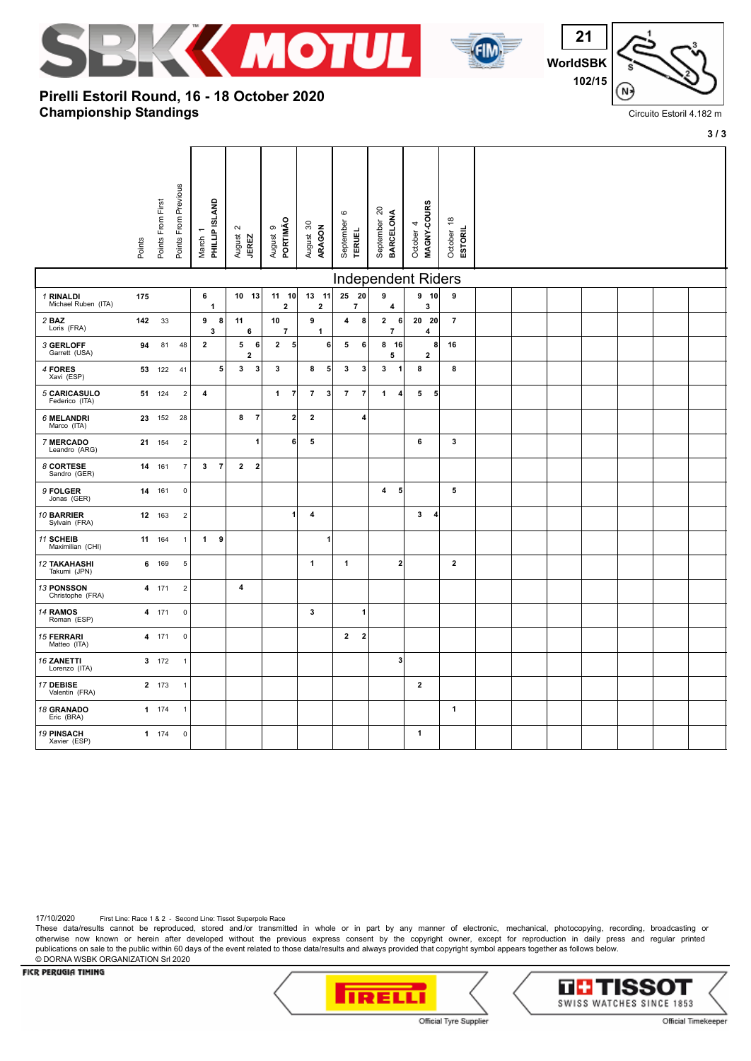# Pirelli Estoril Round, 16 - 18 October 2020

## Championship Standings

21 WorldSBK 102/15

Circuito Estoril 4.182 m

### Independent Riders

| Rider | Points | Points From First | Points From Previous | March 1 PHILLIP ISLAND | August 2 JEREZ | August 9 PORTIMÃO | August 30 ARAGON | September 6 TERUEL | September 20 BARCELONA | October 4 MAGNY-COURS | October 18 ESTORIL |
|---|---|---|---|---|---|---|---|---|---|---|---|
| 1 RINALDI Michael Ruben (ITA) | 175 | | | 6 / 1 | 10 13 | 11 10 / 2 | 13 11 / 2 | 25 20 / 7 | 9 / 4 | 9 10 / 3 | 9 |
| 2 BAZ Loris (FRA) | 142 | 33 | | 9 8 / 3 | 11 / 6 | 10 / 7 | 9 / 1 | 4 8 | 2 6 / 7 | 20 20 / 4 | 7 |
| 3 GERLOFF Garrett (USA) | 94 | 81 | 48 | 2 | 5 6 / 2 | 2 5 | 6 | 5 6 | 8 16 / 5 | 8 / 2 | 16 |
| 4 FORES Xavi (ESP) | 53 | 122 | 41 | 5 | 3 3 | 3 | 8 5 | 3 3 | 3 1 | 8 | 8 |
| 5 CARICASULO Federico (ITA) | 51 | 124 | 2 | 4 | | 1 7 | 7 3 | 7 7 | 1 4 | 5 5 | |
| 6 MELANDRI Marco (ITA) | 23 | 152 | 28 | | 8 7 | 2 | 2 | 4 | | | |
| 7 MERCADO Leandro (ARG) | 21 | 154 | 2 | | 1 | 6 | 5 | | | 6 | 3 |
| 8 CORTESE Sandro (GER) | 14 | 161 | 7 | 3 7 | 2 2 | | | | | | |
| 9 FOLGER Jonas (GER) | 14 | 161 | 0 | | | | | | 4 5 | | 5 |
| 10 BARRIER Sylvain (FRA) | 12 | 163 | 2 | | | 1 | 4 | | | 3 4 | |
| 11 SCHEIB Maximilian (CHI) | 11 | 164 | 1 | 1 9 | | | 1 | | | | |
| 12 TAKAHASHI Takumi (JPN) | 6 | 169 | 5 | | | | 1 | 1 | 2 | | 2 |
| 13 PONSSON Christophe (FRA) | 4 | 171 | 2 | | 4 | | | | | | |
| 14 RAMOS Roman (ESP) | 4 | 171 | 0 | | | | 3 | 1 | | | |
| 15 FERRARI Matteo (ITA) | 4 | 171 | 0 | | | | | 2 2 | | | |
| 16 ZANETTI Lorenzo (ITA) | 3 | 172 | 1 | | | | | | 3 | | |
| 17 DEBISE Valentin (FRA) | 2 | 173 | 1 | | | | | | | 2 | |
| 18 GRANADO Eric (BRA) | 1 | 174 | 1 | | | | | | | | 1 |
| 19 PINSACH Xavier (ESP) | 1 | 174 | 0 | | | | | | | 1 | |

17/10/2020 First Line: Race 1 & 2 - Second Line: Tissot Superpole Race

These data/results cannot be reproduced, stored and/or transmitted in whole or in part by any manner of electronic, mechanical, photocopying, recording, broadcasting or otherwise now known or herein after developed without the previous express consent by the copyright owner, except for reproduction in daily press and regular printed publications on sale to the public within 60 days of the event related to those data/results and always provided that copyright symbol appears together as follows below.

© DORNA WSBK ORGANIZATION Srl 2020

FICR PERUGIA TIMING

Official Tyre Supplier

Official Timekeeper